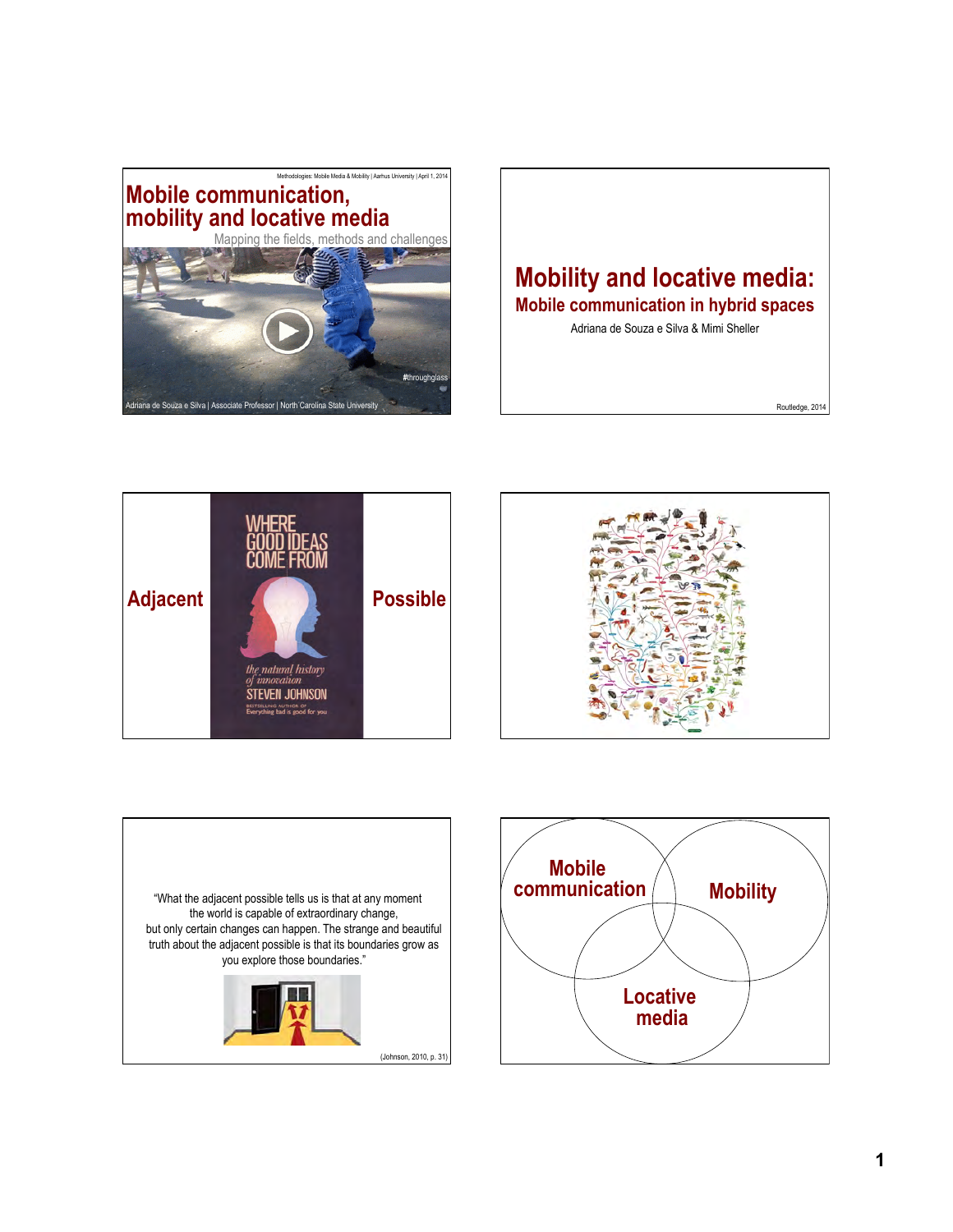Methodologies: Mobile Media & Mobility | Aarhus University | April 1, 2014

# Mobile communication, mobility and locative media

Mapping the fields, methods and challenges

#throughglass

Adriana de Souza e Silva | Associate Professor | North Carolina State University

# Mobility and locative media:

## Mobile communication in hybrid spaces

Adriana de Souza e Silva & Mimi Sheller

Routledge, 2014

**Adjacent**

WHERE GOOD IDEAS COME FROM

*the natural history of innovation*

STEVEN JOHNSON

BESTSELLING AUTHOR OF Everything bad is good for you

**Possible**

"What the adjacent possible tells us is that at any moment the world is capable of extraordinary change, but only certain changes can happen. The strange and beautiful truth about the adjacent possible is that its boundaries grow as you explore those boundaries."

(Johnson, 2010, p. 31)

**Mobile communication**

**Mobility**

**Locative media**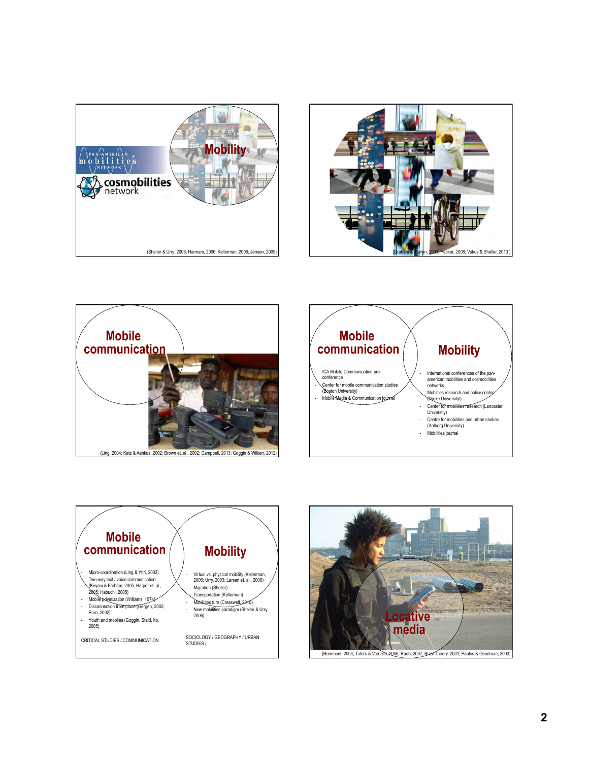PAN-AMERICAN mobilities NETWORK

cosmobilities network

## Mobility

(Sheller & Urry, 2006; Hannam, 2006; Kellerman, 2006; Jensen, 2009)

(Graham & Marvin, 2001; Packer, 2008; Vukov & Sheller, 2013 )

## Mobile communication

(Ling, 2004; Katz & Aahkus, 2002; Brown et. al., 2002; Campbell, 2013; Goggin & Wilken, 2012)

## Mobile communication

- ICA Mobile Communication pre-conference
- Center for mobile communication studies (Boston University)
- Mobile Media & Communication journal

## Mobility

- International conferences of the pan-american mobilities and cosmobilities networks
- Mobilties research and policy center (Drexe University)
- Center for mobilities research (Lancaster University)
- Centre for mobilities and urban studies (Aalborg University)
- Mobilities journal

## Mobile communication

- Micro-coordination (Ling & Yttri, 2002)
- Two-way text / voice communication (Keyani & Farham, 2005; Harper et. al., 2005; Habuchi, 2005)
- Mobile privatization (Williams, 1974)
- Disconnection from place (Gergen, 2002; Puro, 2002)
- Youth and mobiles (Goggin, Stald, Ito, 2005)

CRITICAL STUDIES / COMMUNICATION

## Mobility

- Virtual vs. physical mobility (Kellerman, 2006; Urry, 2003; Larsen et. al., 2006)
- Migration (Sheller)
- Transportation (Kellerman)
- Mobilities turn (Cresswell, 2010)
- New mobilities paradigm (Sheller & Urry, 2006)

SOCIOLOGY / GEOGRAPHY / URBAN STUDIES /

## Locative media

(Hemment, 2004; Tuters & Varnelis, 2006; Rueb, 2007; Blast Theory, 2001; Paulos & Goodman, 2003)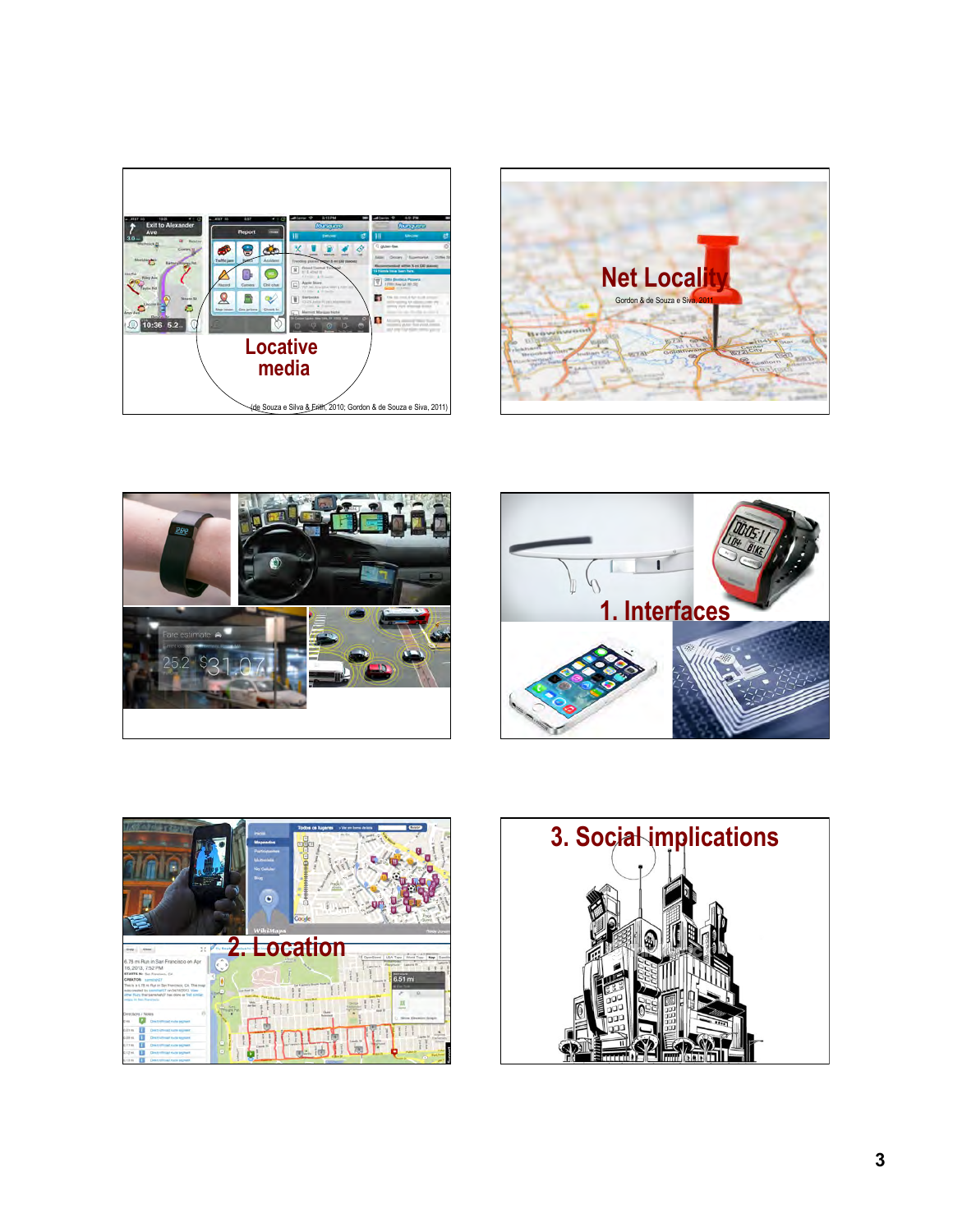Locative media

(de Souza e Silva & Frith, 2010; Gordon & de Souza e Siva, 2011)

Net Locality

Gordon & de Souza e Siva, 2011

1. Interfaces

2. Location

3. Social implications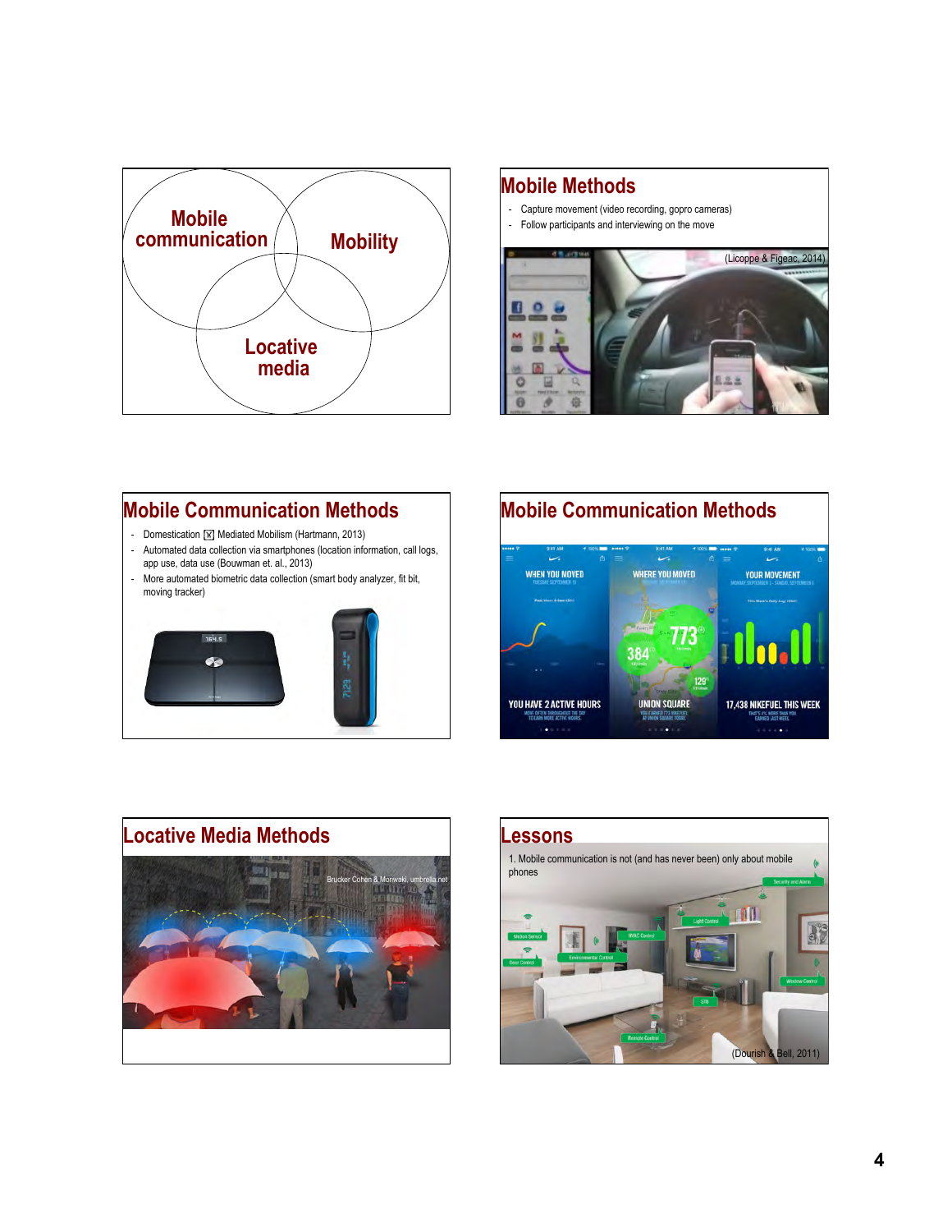Mobile communication

Mobility

Locative media

## Mobile Methods

- Capture movement (video recording, gopro cameras)
- Follow participants and interviewing on the move

(Licoppe & Figeac, 2014)

## Mobile Communication Methods

- Domestication ☒ Mediated Mobilism (Hartmann, 2013)
- Automated data collection via smartphones (location information, call logs, app use, data use (Bouwman et. al., 2013)
- More automated biometric data collection (smart body analyzer, fit bit, moving tracker)

## Mobile Communication Methods

## Locative Media Methods

Brucker Cohen & Moriwaki, umbrella.net

## Lessons

1. Mobile communication is not (and has never been) only about mobile phones

(Dourish & Bell, 2011)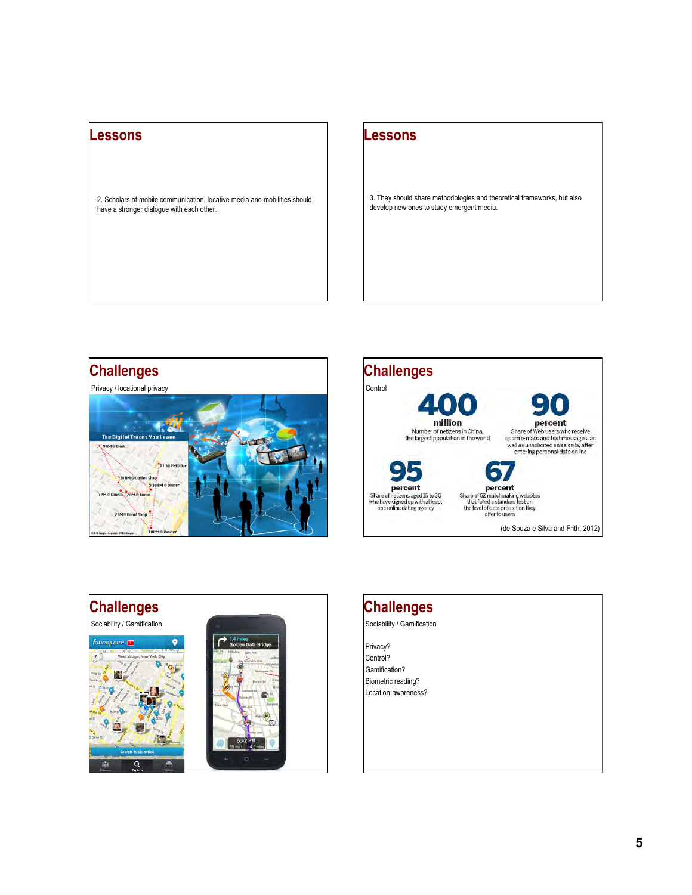## Lessons

2. Scholars of mobile communication, locative media and mobilities should have a stronger dialogue with each other.

## Lessons

3. They should share methodologies and theoretical frameworks, but also develop new ones to study emergent media.

## Challenges

Privacy / locational privacy

The Digital Traces You Leave

9AM @ Work

11:30 PM @ Bar

7:30 AM @ Coffee Shop

5:30 PM @ Dinner

7PM @ Church

7 AM @ Home

2 AM @ Donut Shop

10PM @ Theater

## Challenges

Control

**400 million**
Number of netizens in China, the largest population in the world

**90 percent**
Share of Web users who receive spam e-mails and text messages, as well as unsolicited sales calls, after entering personal data online

**95 percent**
Share of netizens aged 15 to 30 who have signed up with at least one online dating agency

**67 percent**
Share of 62 matchmaking websites that failed a standard test on the level of data protection they offer to users

(de Souza e Silva and Frith, 2012)

## Challenges

Sociability / Gamification

## Challenges

Sociability / Gamification

Privacy?
Control?
Gamification?
Biometric reading?
Location-awareness?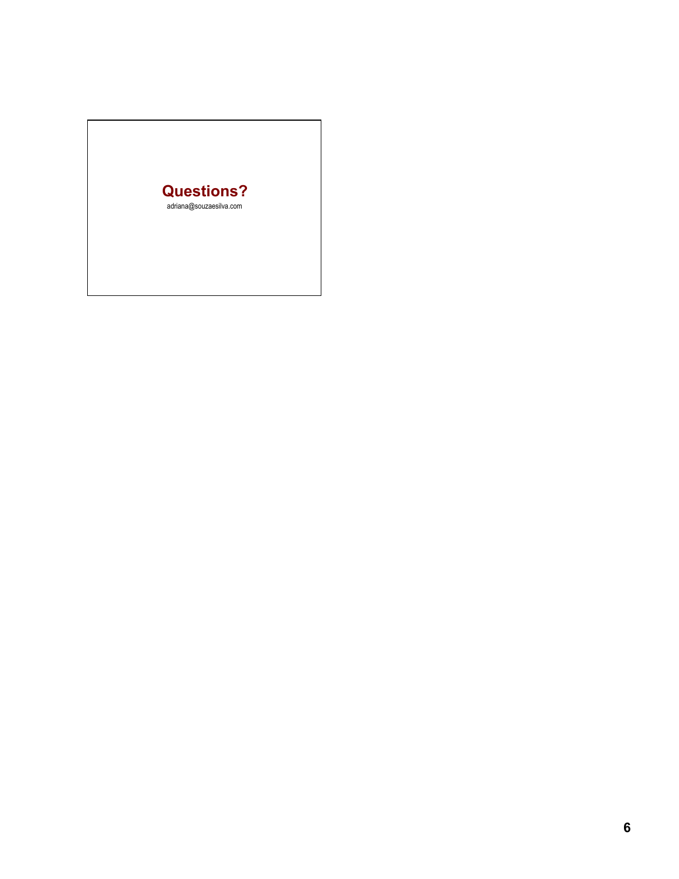# Questions?

adriana@souzaesilva.com